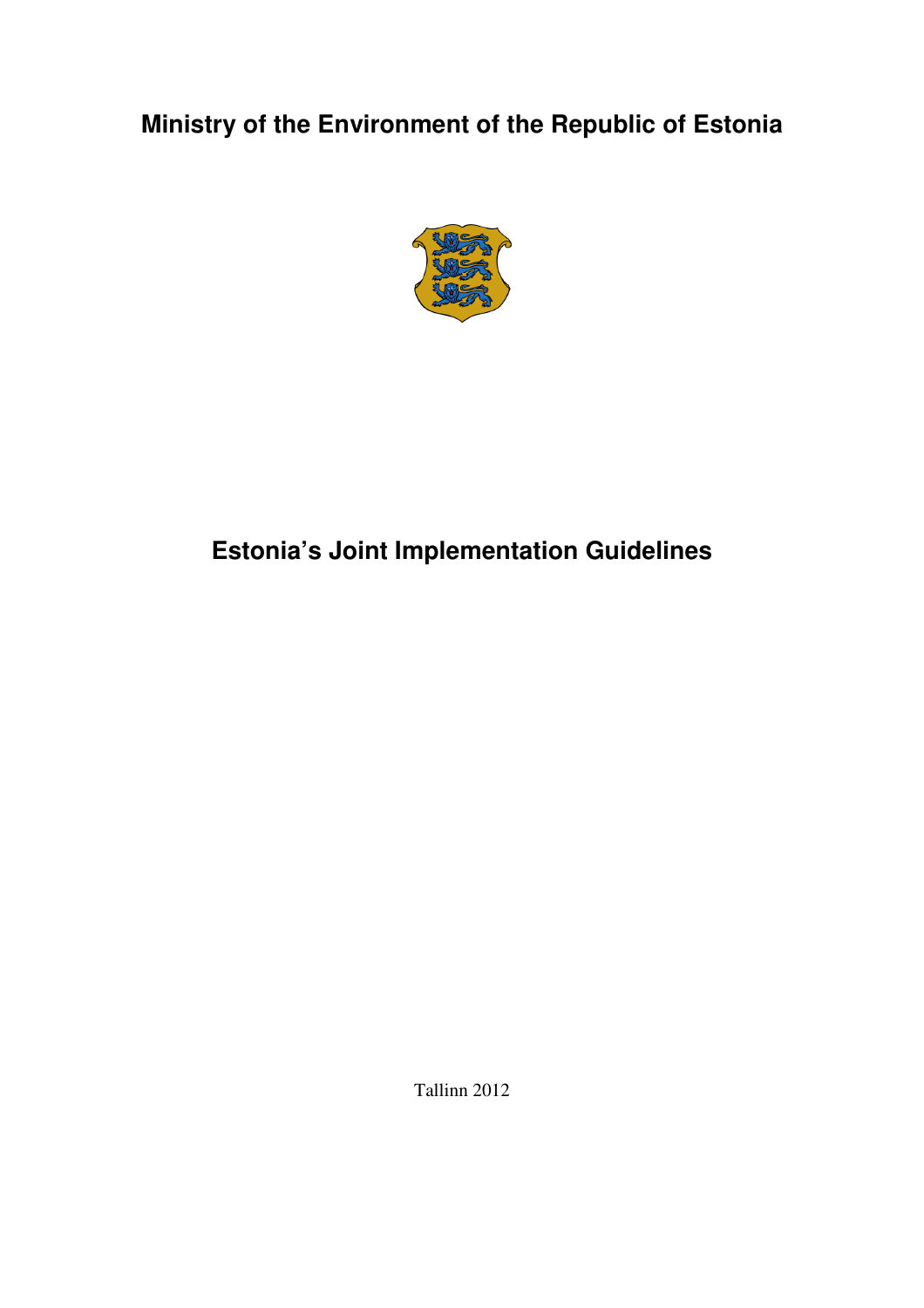**Ministry of the Environment of the Republic of Estonia**

# Estonia's Joint Implementation Guidelines

Tallinn 2012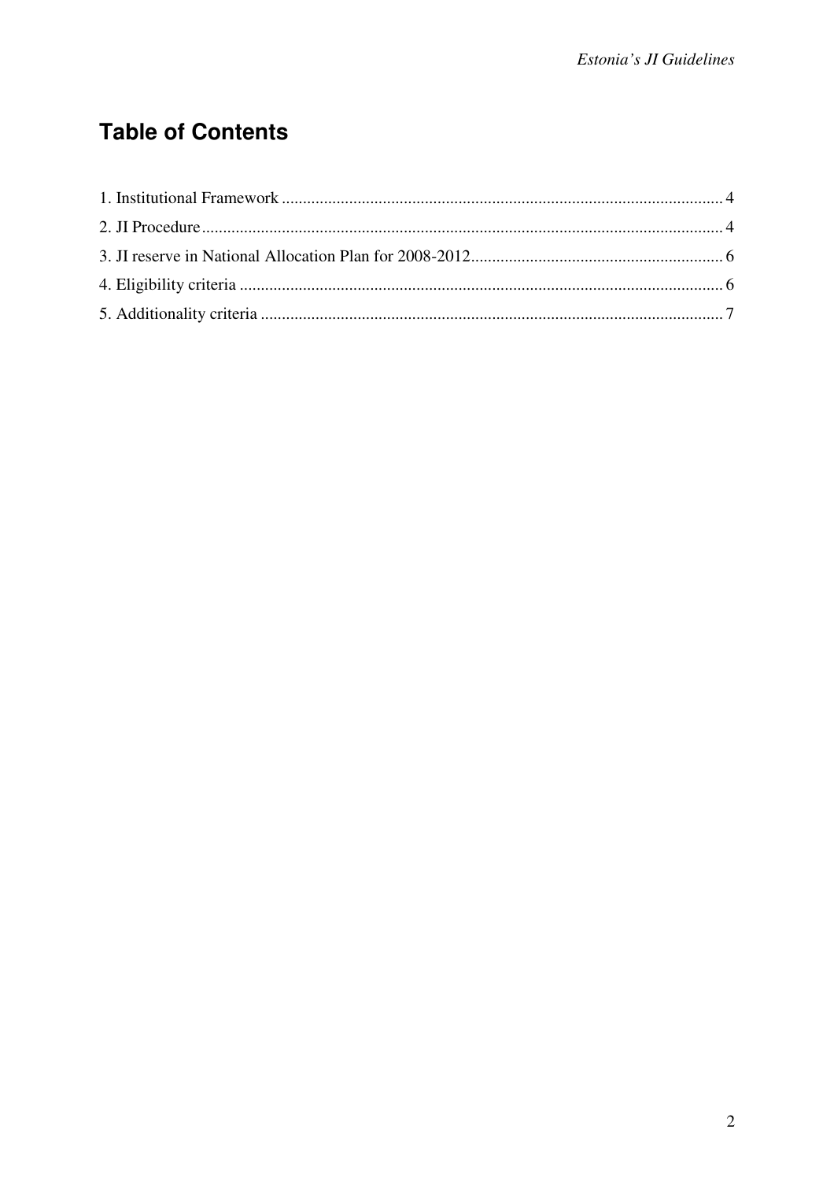# Table of Contents

1. Institutional Framework ........................................................................................................ 4
2. JI Procedure........................................................................................................................... 4
3. JI reserve in National Allocation Plan for 2008-2012............................................................ 6
4. Eligibility criteria .................................................................................................................. 6
5. Additionality criteria ............................................................................................................. 7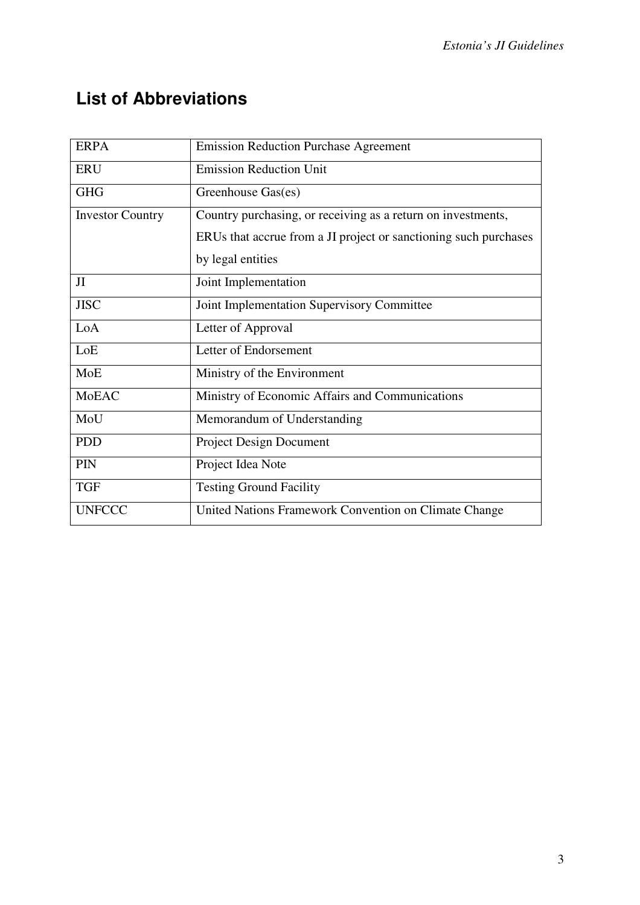## List of Abbreviations

| | |
|---|---|
| ERPA | Emission Reduction Purchase Agreement |
| ERU | Emission Reduction Unit |
| GHG | Greenhouse Gas(es) |
| Investor Country | Country purchasing, or receiving as a return on investments, ERUs that accrue from a JI project or sanctioning such purchases by legal entities |
| JI | Joint Implementation |
| JISC | Joint Implementation Supervisory Committee |
| LoA | Letter of Approval |
| LoE | Letter of Endorsement |
| MoE | Ministry of the Environment |
| MoEAC | Ministry of Economic Affairs and Communications |
| MoU | Memorandum of Understanding |
| PDD | Project Design Document |
| PIN | Project Idea Note |
| TGF | Testing Ground Facility |
| UNFCCC | United Nations Framework Convention on Climate Change |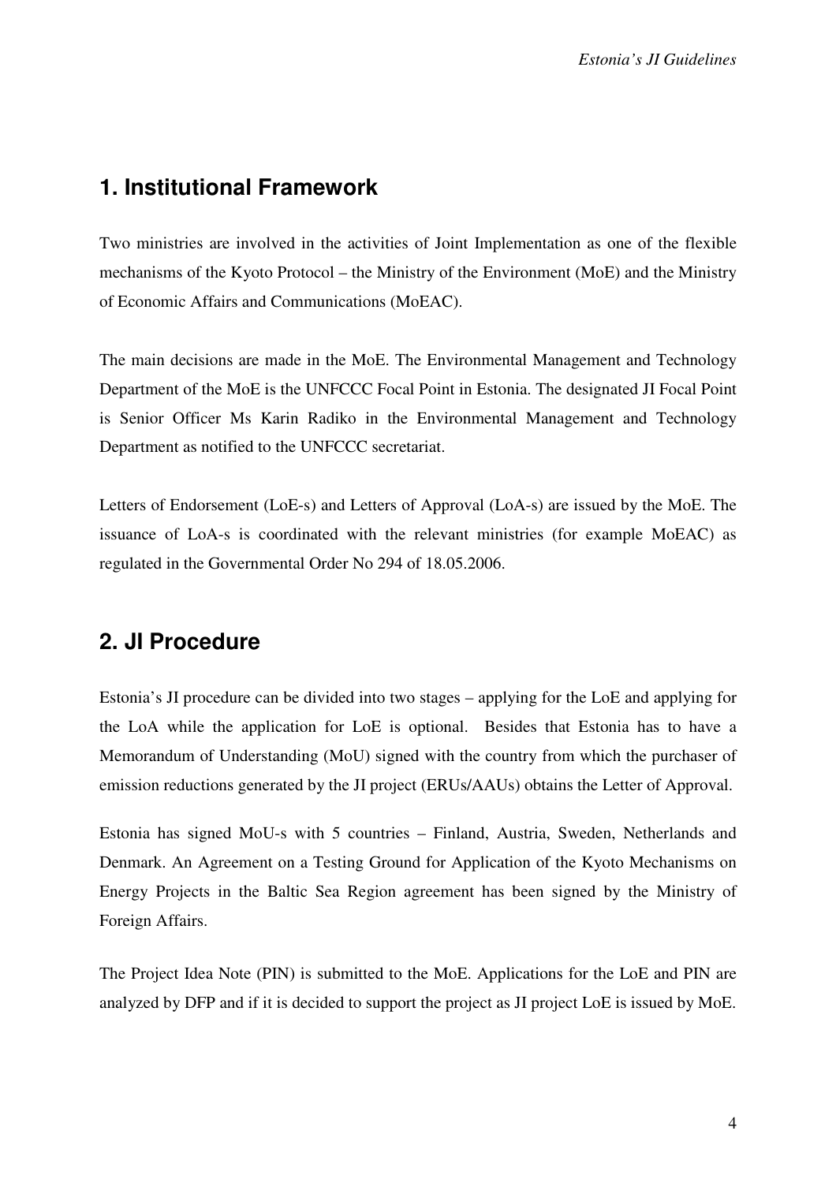## 1. Institutional Framework

Two ministries are involved in the activities of Joint Implementation as one of the flexible mechanisms of the Kyoto Protocol – the Ministry of the Environment (MoE) and the Ministry of Economic Affairs and Communications (MoEAC).

The main decisions are made in the MoE. The Environmental Management and Technology Department of the MoE is the UNFCCC Focal Point in Estonia. The designated JI Focal Point is Senior Officer Ms Karin Radiko in the Environmental Management and Technology Department as notified to the UNFCCC secretariat.

Letters of Endorsement (LoE-s) and Letters of Approval (LoA-s) are issued by the MoE. The issuance of LoA-s is coordinated with the relevant ministries (for example MoEAC) as regulated in the Governmental Order No 294 of 18.05.2006.

## 2. JI Procedure

Estonia's JI procedure can be divided into two stages – applying for the LoE and applying for the LoA while the application for LoE is optional. Besides that Estonia has to have a Memorandum of Understanding (MoU) signed with the country from which the purchaser of emission reductions generated by the JI project (ERUs/AAUs) obtains the Letter of Approval.

Estonia has signed MoU-s with 5 countries – Finland, Austria, Sweden, Netherlands and Denmark. An Agreement on a Testing Ground for Application of the Kyoto Mechanisms on Energy Projects in the Baltic Sea Region agreement has been signed by the Ministry of Foreign Affairs.

The Project Idea Note (PIN) is submitted to the MoE. Applications for the LoE and PIN are analyzed by DFP and if it is decided to support the project as JI project LoE is issued by MoE.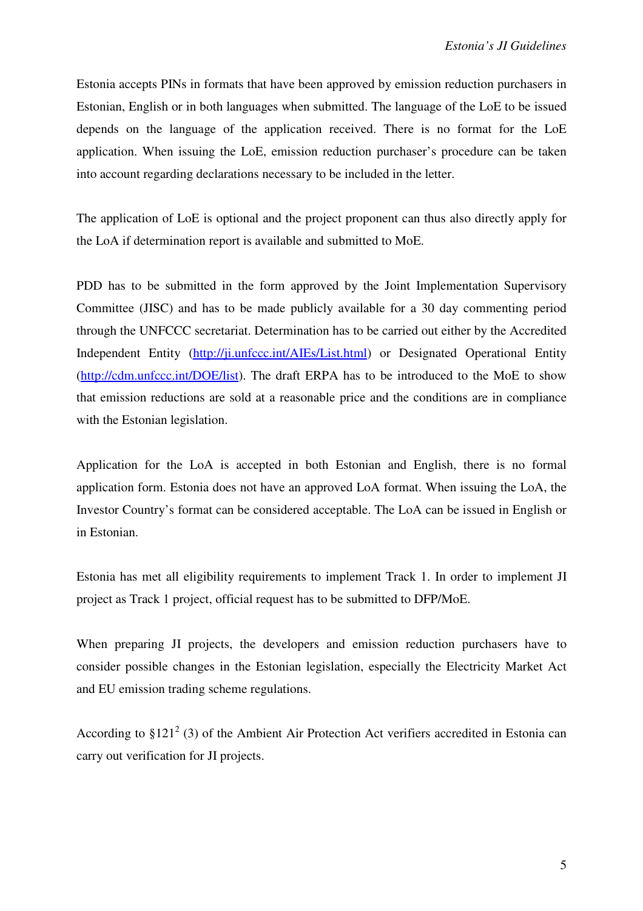Estonia accepts PINs in formats that have been approved by emission reduction purchasers in Estonian, English or in both languages when submitted. The language of the LoE to be issued depends on the language of the application received. There is no format for the LoE application. When issuing the LoE, emission reduction purchaser's procedure can be taken into account regarding declarations necessary to be included in the letter.

The application of LoE is optional and the project proponent can thus also directly apply for the LoA if determination report is available and submitted to MoE.

PDD has to be submitted in the form approved by the Joint Implementation Supervisory Committee (JISC) and has to be made publicly available for a 30 day commenting period through the UNFCCC secretariat. Determination has to be carried out either by the Accredited Independent Entity (http://ji.unfccc.int/AIEs/List.html) or Designated Operational Entity (http://cdm.unfccc.int/DOE/list). The draft ERPA has to be introduced to the MoE to show that emission reductions are sold at a reasonable price and the conditions are in compliance with the Estonian legislation.

Application for the LoA is accepted in both Estonian and English, there is no formal application form. Estonia does not have an approved LoA format. When issuing the LoA, the Investor Country's format can be considered acceptable. The LoA can be issued in English or in Estonian.

Estonia has met all eligibility requirements to implement Track 1. In order to implement JI project as Track 1 project, official request has to be submitted to DFP/MoE.

When preparing JI projects, the developers and emission reduction purchasers have to consider possible changes in the Estonian legislation, especially the Electricity Market Act and EU emission trading scheme regulations.

According to §121[2] (3) of the Ambient Air Protection Act verifiers accredited in Estonia can carry out verification for JI projects.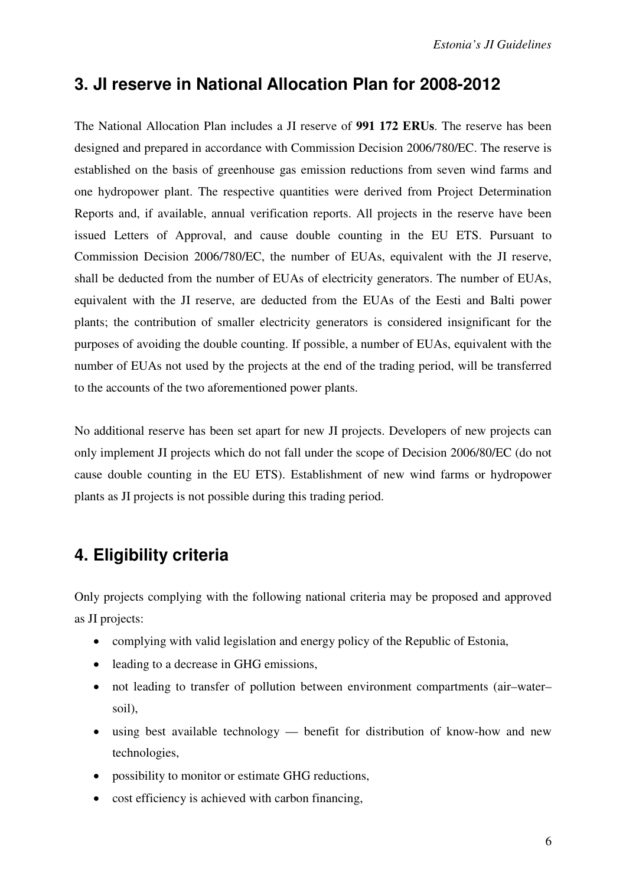## 3. JI reserve in National Allocation Plan for 2008-2012

The National Allocation Plan includes a JI reserve of **991 172 ERUs**. The reserve has been designed and prepared in accordance with Commission Decision 2006/780/EC. The reserve is established on the basis of greenhouse gas emission reductions from seven wind farms and one hydropower plant. The respective quantities were derived from Project Determination Reports and, if available, annual verification reports. All projects in the reserve have been issued Letters of Approval, and cause double counting in the EU ETS. Pursuant to Commission Decision 2006/780/EC, the number of EUAs, equivalent with the JI reserve, shall be deducted from the number of EUAs of electricity generators. The number of EUAs, equivalent with the JI reserve, are deducted from the EUAs of the Eesti and Balti power plants; the contribution of smaller electricity generators is considered insignificant for the purposes of avoiding the double counting. If possible, a number of EUAs, equivalent with the number of EUAs not used by the projects at the end of the trading period, will be transferred to the accounts of the two aforementioned power plants.

No additional reserve has been set apart for new JI projects. Developers of new projects can only implement JI projects which do not fall under the scope of Decision 2006/80/EC (do not cause double counting in the EU ETS). Establishment of new wind farms or hydropower plants as JI projects is not possible during this trading period.

## 4. Eligibility criteria

Only projects complying with the following national criteria may be proposed and approved as JI projects:

- complying with valid legislation and energy policy of the Republic of Estonia,
- leading to a decrease in GHG emissions,
- not leading to transfer of pollution between environment compartments (air–water–soil),
- using best available technology — benefit for distribution of know-how and new technologies,
- possibility to monitor or estimate GHG reductions,
- cost efficiency is achieved with carbon financing,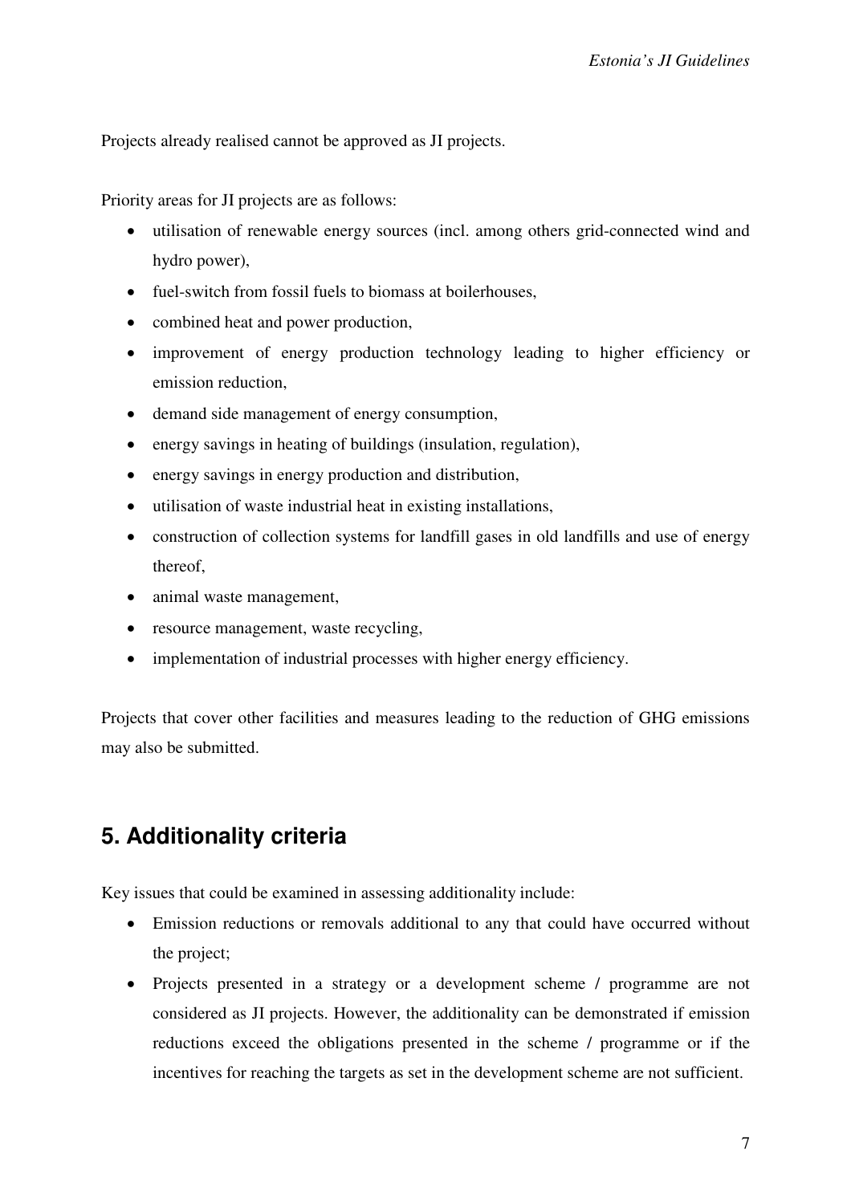Projects already realised cannot be approved as JI projects.

Priority areas for JI projects are as follows:

- utilisation of renewable energy sources (incl. among others grid-connected wind and hydro power),
- fuel-switch from fossil fuels to biomass at boilerhouses,
- combined heat and power production,
- improvement of energy production technology leading to higher efficiency or emission reduction,
- demand side management of energy consumption,
- energy savings in heating of buildings (insulation, regulation),
- energy savings in energy production and distribution,
- utilisation of waste industrial heat in existing installations,
- construction of collection systems for landfill gases in old landfills and use of energy thereof,
- animal waste management,
- resource management, waste recycling,
- implementation of industrial processes with higher energy efficiency.

Projects that cover other facilities and measures leading to the reduction of GHG emissions may also be submitted.

## 5. Additionality criteria

Key issues that could be examined in assessing additionality include:

- Emission reductions or removals additional to any that could have occurred without the project;
- Projects presented in a strategy or a development scheme / programme are not considered as JI projects. However, the additionality can be demonstrated if emission reductions exceed the obligations presented in the scheme / programme or if the incentives for reaching the targets as set in the development scheme are not sufficient.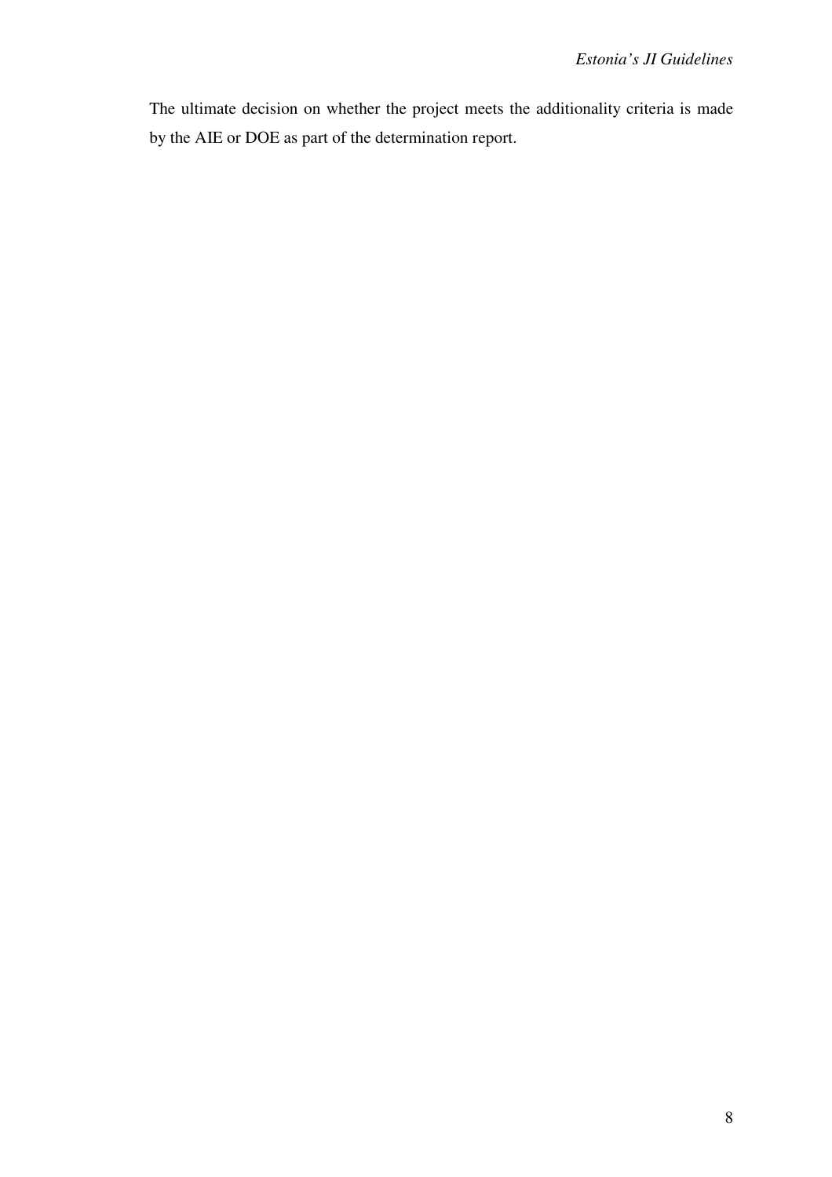The ultimate decision on whether the project meets the additionality criteria is made by the AIE or DOE as part of the determination report.